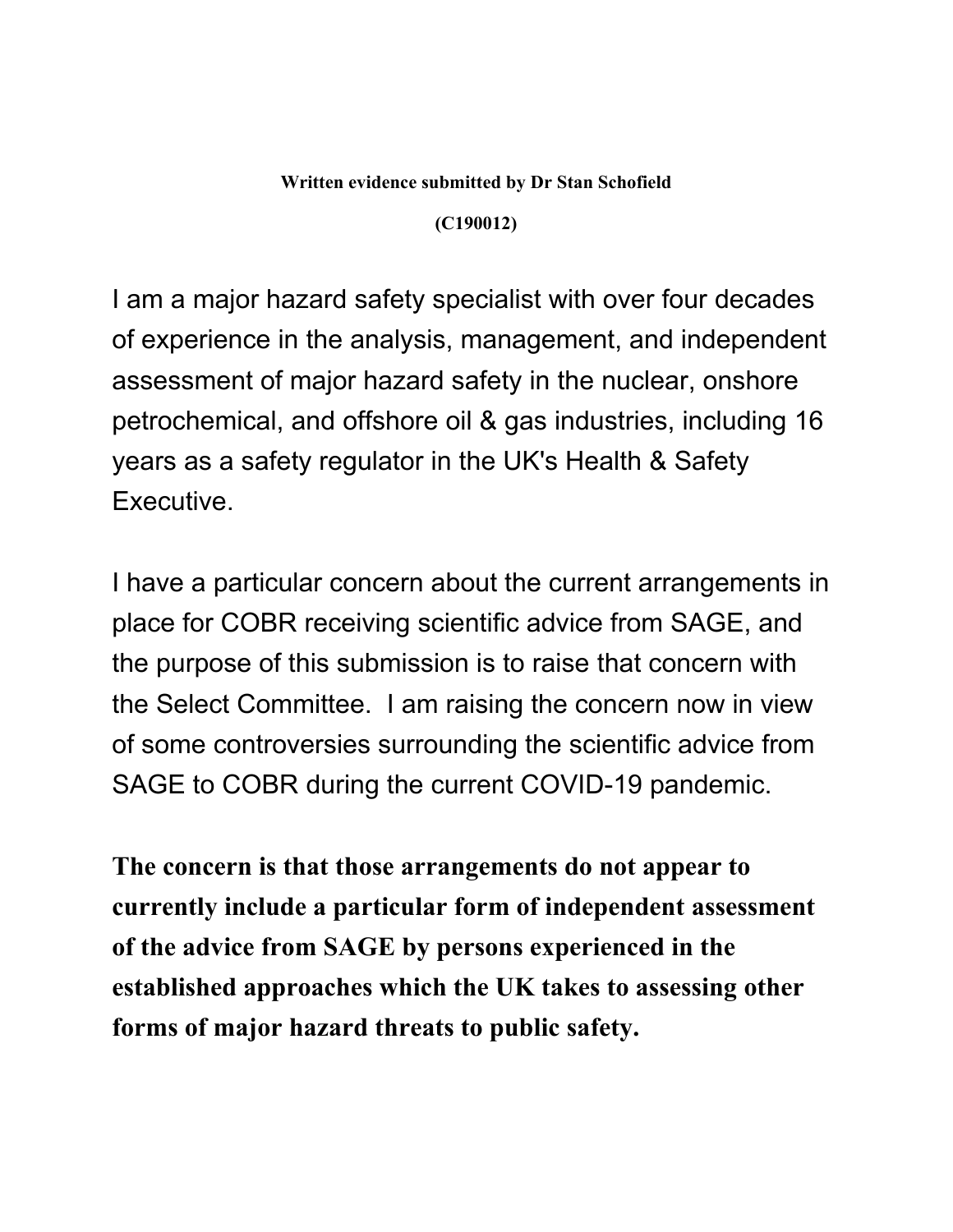**Written evidence submitted by Dr Stan Schofield**

**(C190012)**

I am a major hazard safety specialist with over four decades of experience in the analysis, management, and independent assessment of major hazard safety in the nuclear, onshore petrochemical, and offshore oil & gas industries, including 16 years as a safety regulator in the UK's Health & Safety Executive.

I have a particular concern about the current arrangements in place for COBR receiving scientific advice from SAGE, and the purpose of this submission is to raise that concern with the Select Committee. I am raising the concern now in view of some controversies surrounding the scientific advice from SAGE to COBR during the current COVID-19 pandemic.

**The concern is that those arrangements do not appear to currently include a particular form of independent assessment of the advice from SAGE by persons experienced in the established approaches which the UK takes to assessing other forms of major hazard threats to public safety.**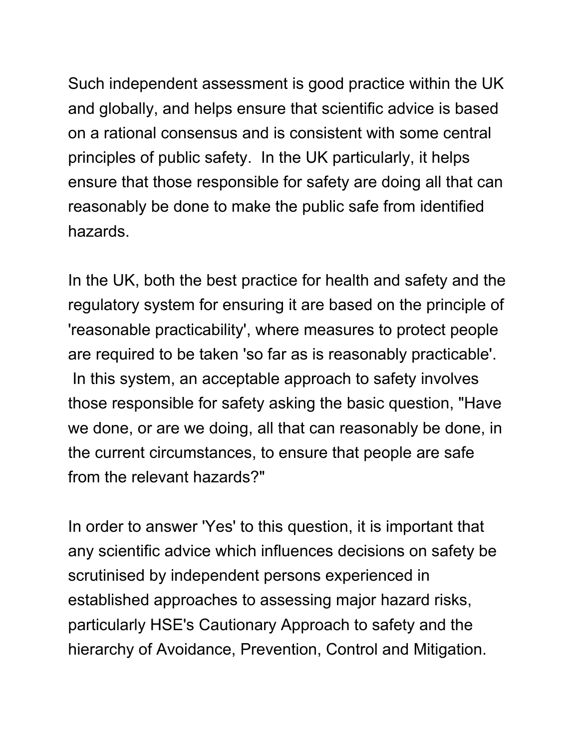Such independent assessment is good practice within the UK and globally, and helps ensure that scientific advice is based on a rational consensus and is consistent with some central principles of public safety. In the UK particularly, it helps ensure that those responsible for safety are doing all that can reasonably be done to make the public safe from identified hazards.

In the UK, both the best practice for health and safety and the regulatory system for ensuring it are based on the principle of 'reasonable practicability', where measures to protect people are required to be taken 'so far as is reasonably practicable'. In this system, an acceptable approach to safety involves those responsible for safety asking the basic question, "Have we done, or are we doing, all that can reasonably be done, in the current circumstances, to ensure that people are safe from the relevant hazards?"

In order to answer 'Yes' to this question, it is important that any scientific advice which influences decisions on safety be scrutinised by independent persons experienced in established approaches to assessing major hazard risks, particularly HSE's Cautionary Approach to safety and the hierarchy of Avoidance, Prevention, Control and Mitigation.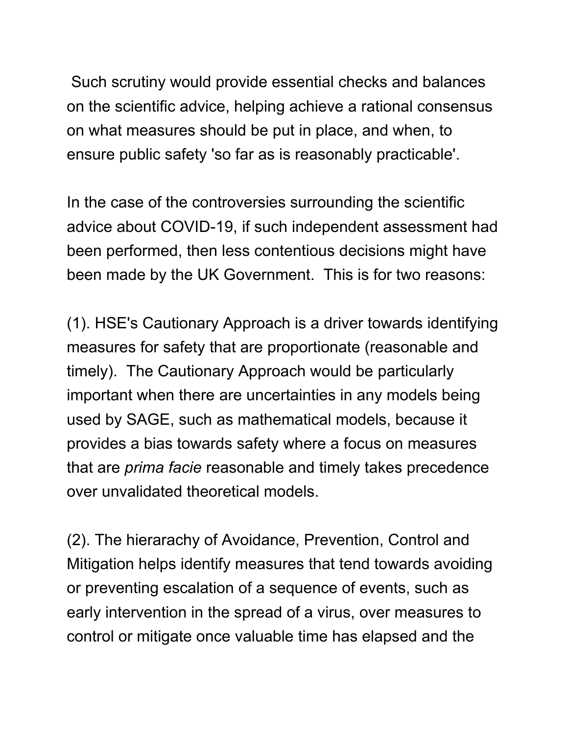Such scrutiny would provide essential checks and balances on the scientific advice, helping achieve a rational consensus on what measures should be put in place, and when, to ensure public safety 'so far as is reasonably practicable'.

In the case of the controversies surrounding the scientific advice about COVID-19, if such independent assessment had been performed, then less contentious decisions might have been made by the UK Government. This is for two reasons:

(1). HSE's Cautionary Approach is a driver towards identifying measures for safety that are proportionate (reasonable and timely). The Cautionary Approach would be particularly important when there are uncertainties in any models being used by SAGE, such as mathematical models, because it provides a bias towards safety where a focus on measures that are *prima facie* reasonable and timely takes precedence over unvalidated theoretical models.

(2). The hierarachy of Avoidance, Prevention, Control and Mitigation helps identify measures that tend towards avoiding or preventing escalation of a sequence of events, such as early intervention in the spread of a virus, over measures to control or mitigate once valuable time has elapsed and the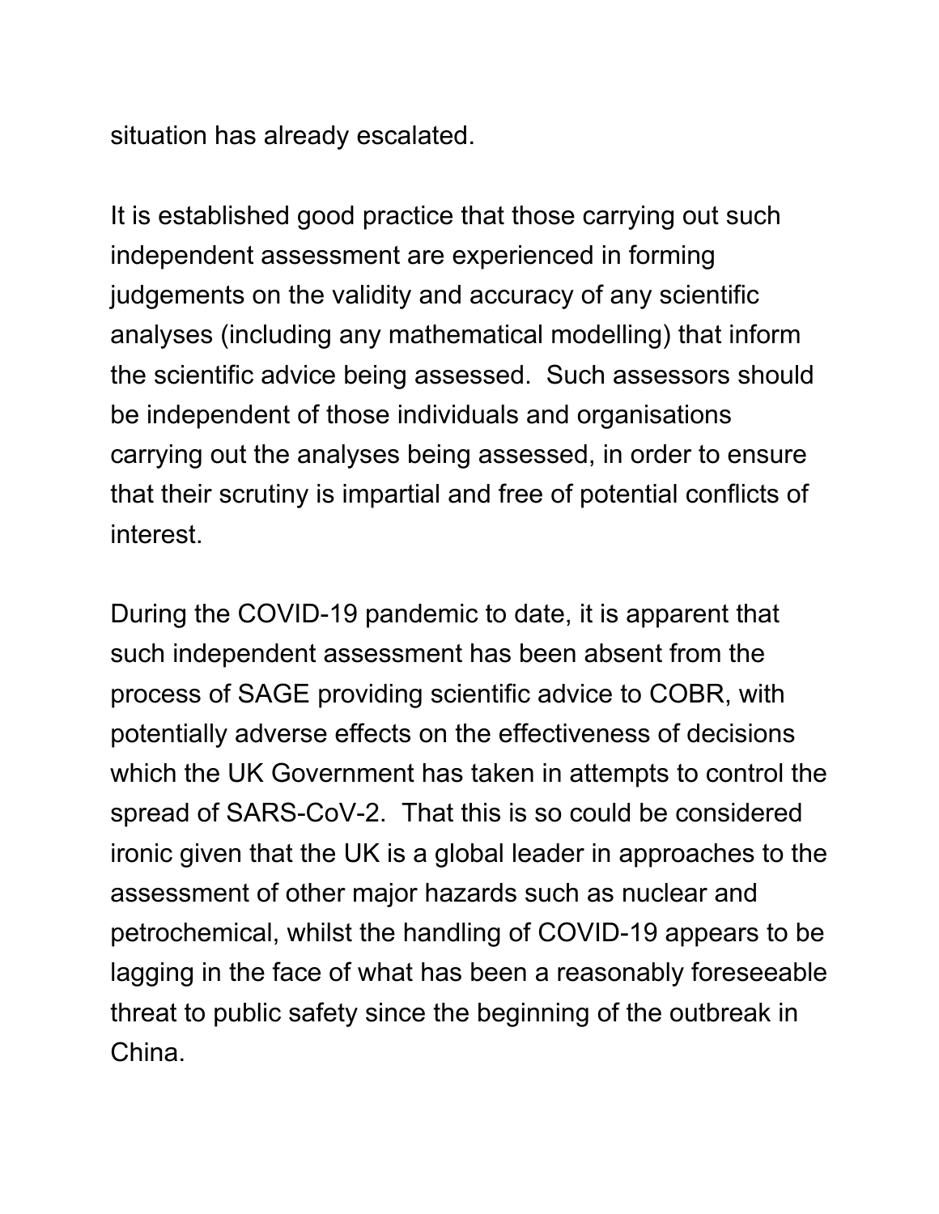situation has already escalated.

It is established good practice that those carrying out such independent assessment are experienced in forming judgements on the validity and accuracy of any scientific analyses (including any mathematical modelling) that inform the scientific advice being assessed. Such assessors should be independent of those individuals and organisations carrying out the analyses being assessed, in order to ensure that their scrutiny is impartial and free of potential conflicts of interest.

During the COVID-19 pandemic to date, it is apparent that such independent assessment has been absent from the process of SAGE providing scientific advice to COBR, with potentially adverse effects on the effectiveness of decisions which the UK Government has taken in attempts to control the spread of SARS-CoV-2. That this is so could be considered ironic given that the UK is a global leader in approaches to the assessment of other major hazards such as nuclear and petrochemical, whilst the handling of COVID-19 appears to be lagging in the face of what has been a reasonably foreseeable threat to public safety since the beginning of the outbreak in China.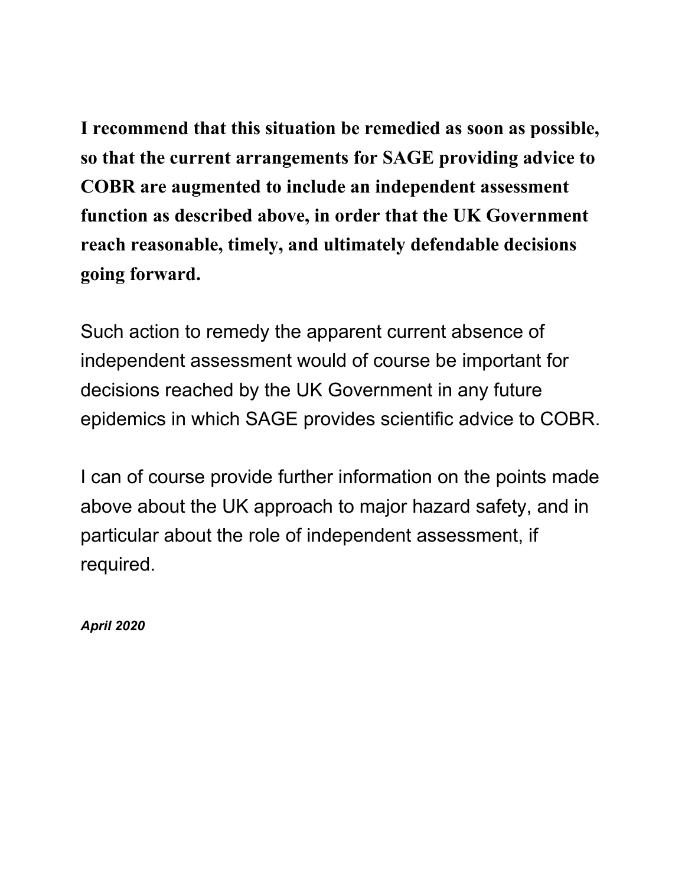**I recommend that this situation be remedied as soon as possible, so that the current arrangements for SAGE providing advice to COBR are augmented to include an independent assessment function as described above, in order that the UK Government reach reasonable, timely, and ultimately defendable decisions going forward.**

Such action to remedy the apparent current absence of independent assessment would of course be important for decisions reached by the UK Government in any future epidemics in which SAGE provides scientific advice to COBR.

I can of course provide further information on the points made above about the UK approach to major hazard safety, and in particular about the role of independent assessment, if required.

***April 2020***